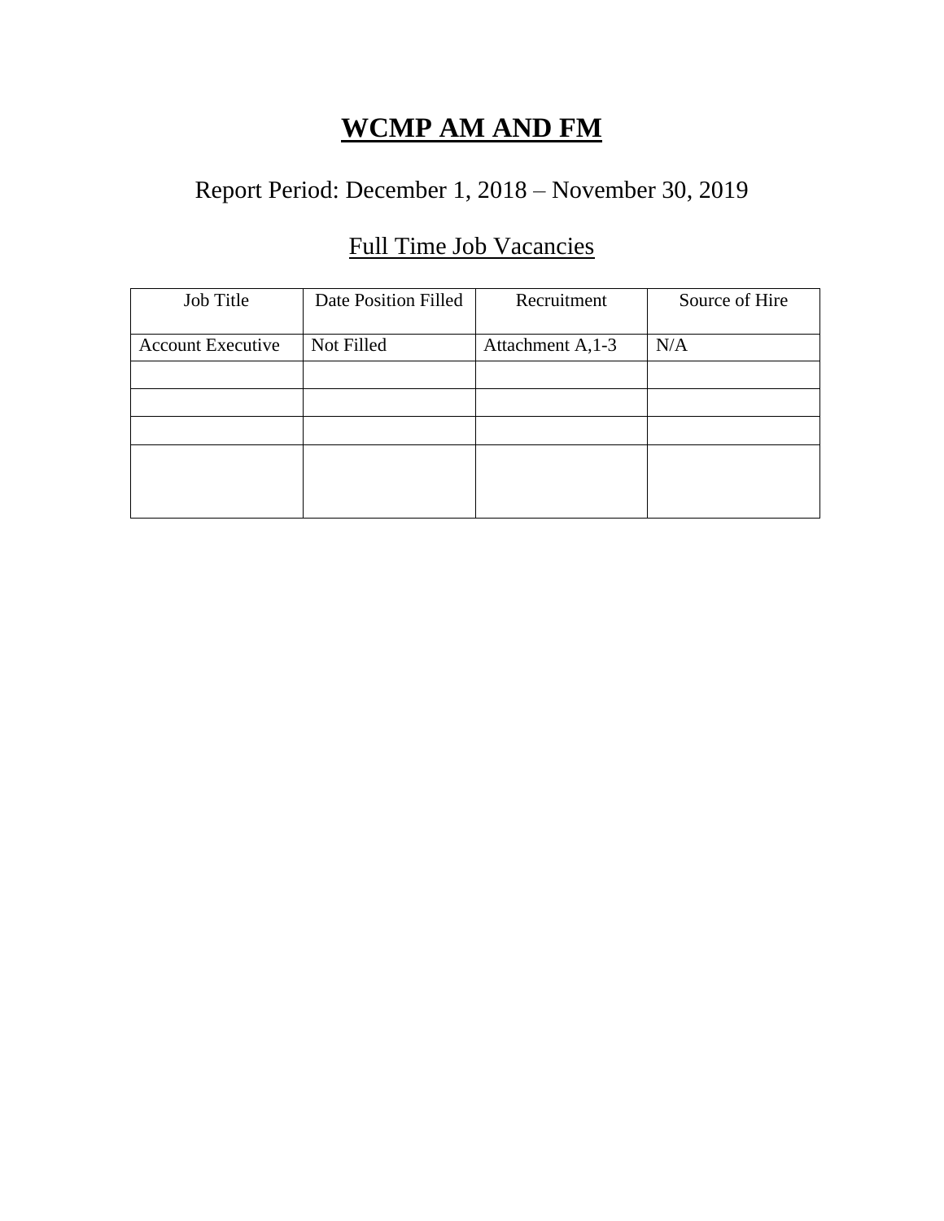# WCMP AM AND FM

## Report Period: December 1, 2018 – November 30, 2019

### Full Time Job Vacancies

| Job Title | Date Position Filled | Recruitment | Source of Hire |
|---|---|---|---|
| Account Executive | Not Filled | Attachment A,1-3 | N/A |
| | | | |
| | | | |
| | | | |
| | | | |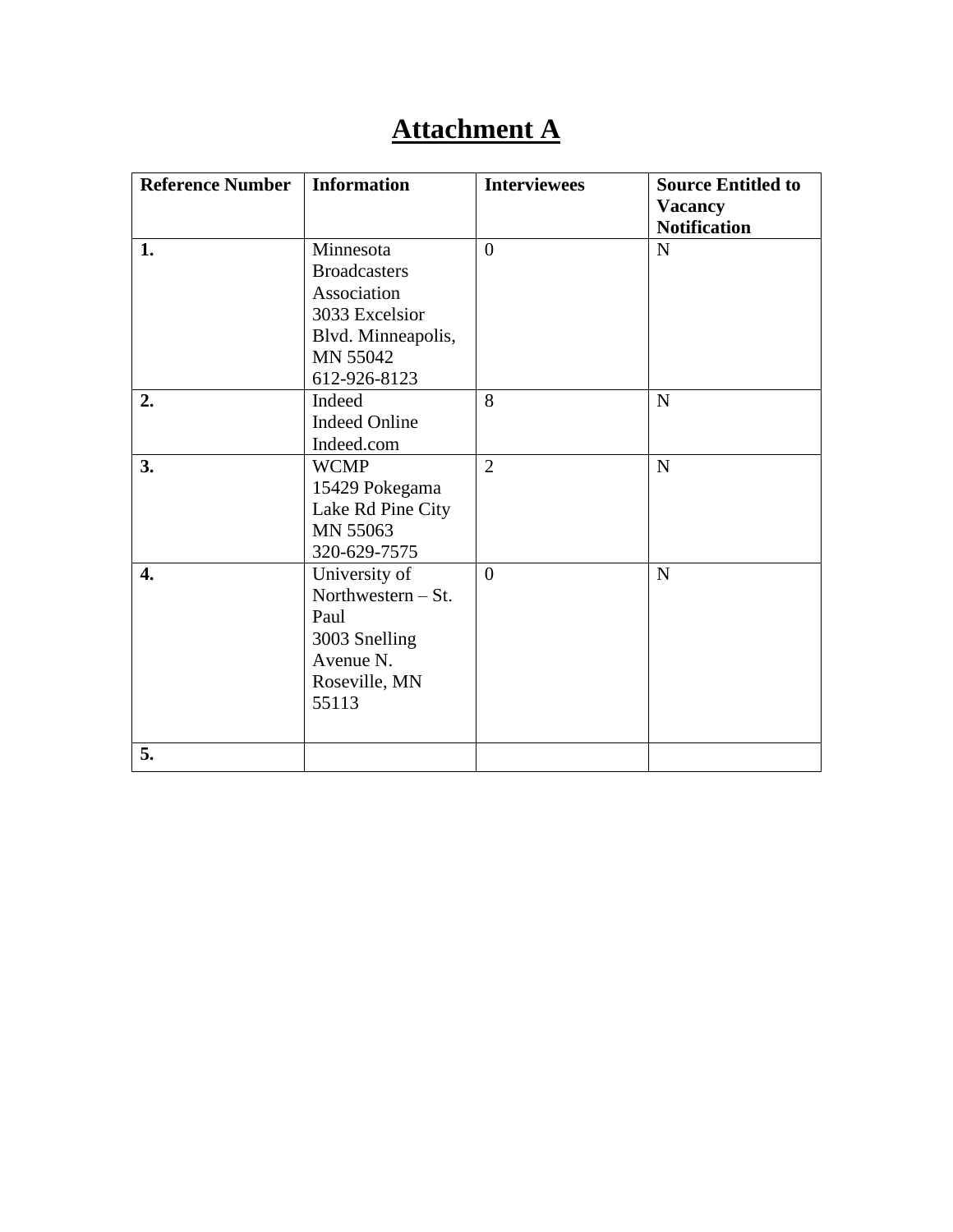# Attachment A

| Reference Number | Information | Interviewees | Source Entitled to Vacancy Notification |
|---|---|---|---|
| **1.** | Minnesota Broadcasters Association 3033 Excelsior Blvd. Minneapolis, MN 55042 612-926-8123 | 0 | N |
| **2.** | Indeed Indeed Online Indeed.com | 8 | N |
| **3.** | WCMP 15429 Pokegama Lake Rd Pine City MN 55063 320-629-7575 | 2 | N |
| **4.** | University of Northwestern – St. Paul 3003 Snelling Avenue N. Roseville, MN 55113 | 0 | N |
| **5.** | | | |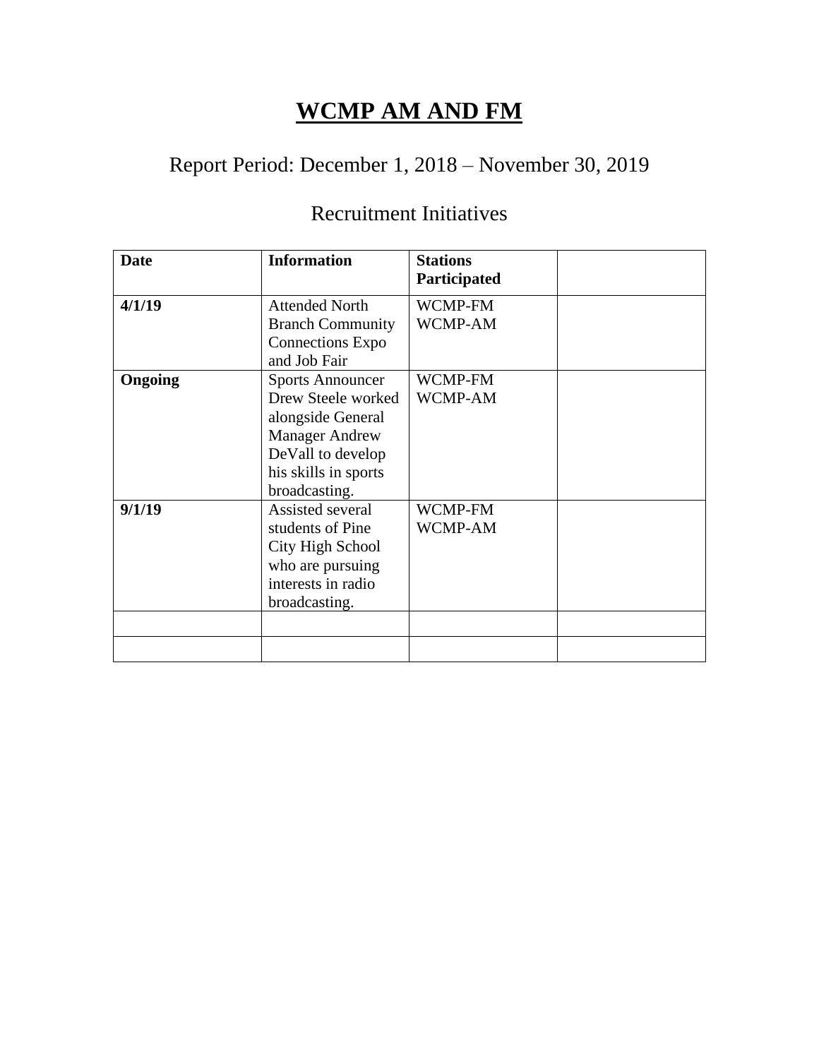# WCMP AM AND FM

## Report Period: December 1, 2018 – November 30, 2019

### Recruitment Initiatives

| Date | Information | Stations Participated | |
|---|---|---|---|
| **4/1/19** | Attended North Branch Community Connections Expo and Job Fair | WCMP-FM<br>WCMP-AM | |
| **Ongoing** | Sports Announcer Drew Steele worked alongside General Manager Andrew DeVall to develop his skills in sports broadcasting. | WCMP-FM<br>WCMP-AM | |
| **9/1/19** | Assisted several students of Pine City High School who are pursuing interests in radio broadcasting. | WCMP-FM<br>WCMP-AM | |
| | | | |
| | | | |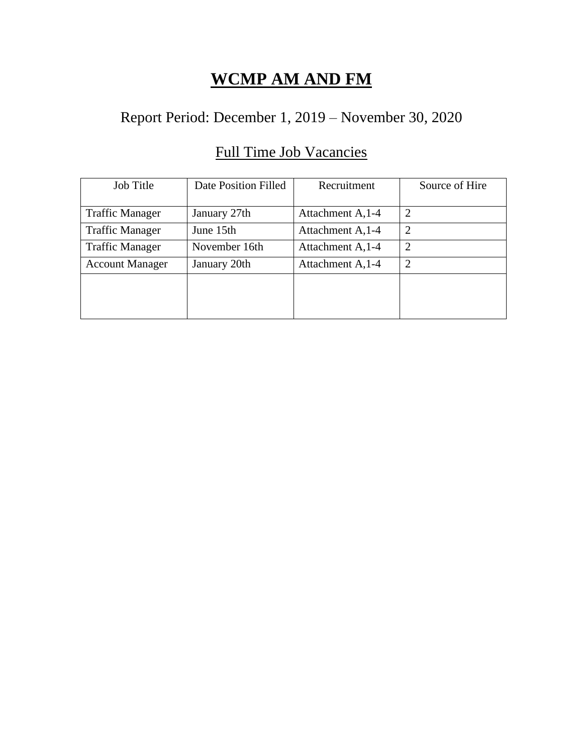# **WCMP AM AND FM**

## Report Period: December 1, 2019 – November 30, 2020

### Full Time Job Vacancies

| Job Title | Date Position Filled | Recruitment | Source of Hire |
|---|---|---|---|
| Traffic Manager | January 27th | Attachment A,1-4 | 2 |
| Traffic Manager | June 15th | Attachment A,1-4 | 2 |
| Traffic Manager | November 16th | Attachment A,1-4 | 2 |
| Account Manager | January 20th | Attachment A,1-4 | 2 |
| | | | |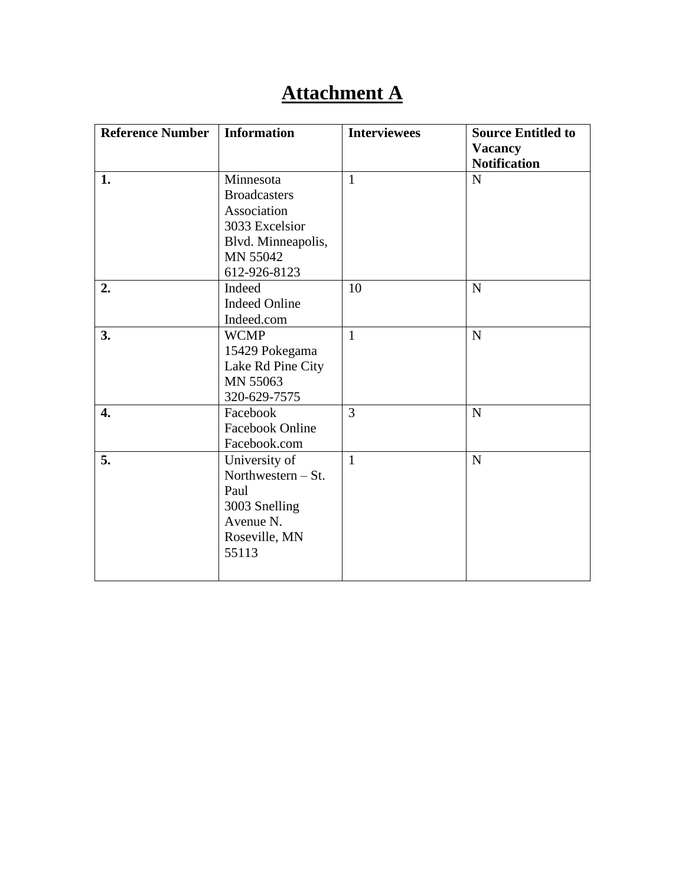# Attachment A

| Reference Number | Information | Interviewees | Source Entitled to Vacancy Notification |
|---|---|---|---|
| **1.** | Minnesota Broadcasters Association 3033 Excelsior Blvd. Minneapolis, MN 55042 612-926-8123 | 1 | N |
| **2.** | Indeed Indeed Online Indeed.com | 10 | N |
| **3.** | WCMP 15429 Pokegama Lake Rd Pine City MN 55063 320-629-7575 | 1 | N |
| **4.** | Facebook Facebook Online Facebook.com | 3 | N |
| **5.** | University of Northwestern – St. Paul 3003 Snelling Avenue N. Roseville, MN 55113 | 1 | N |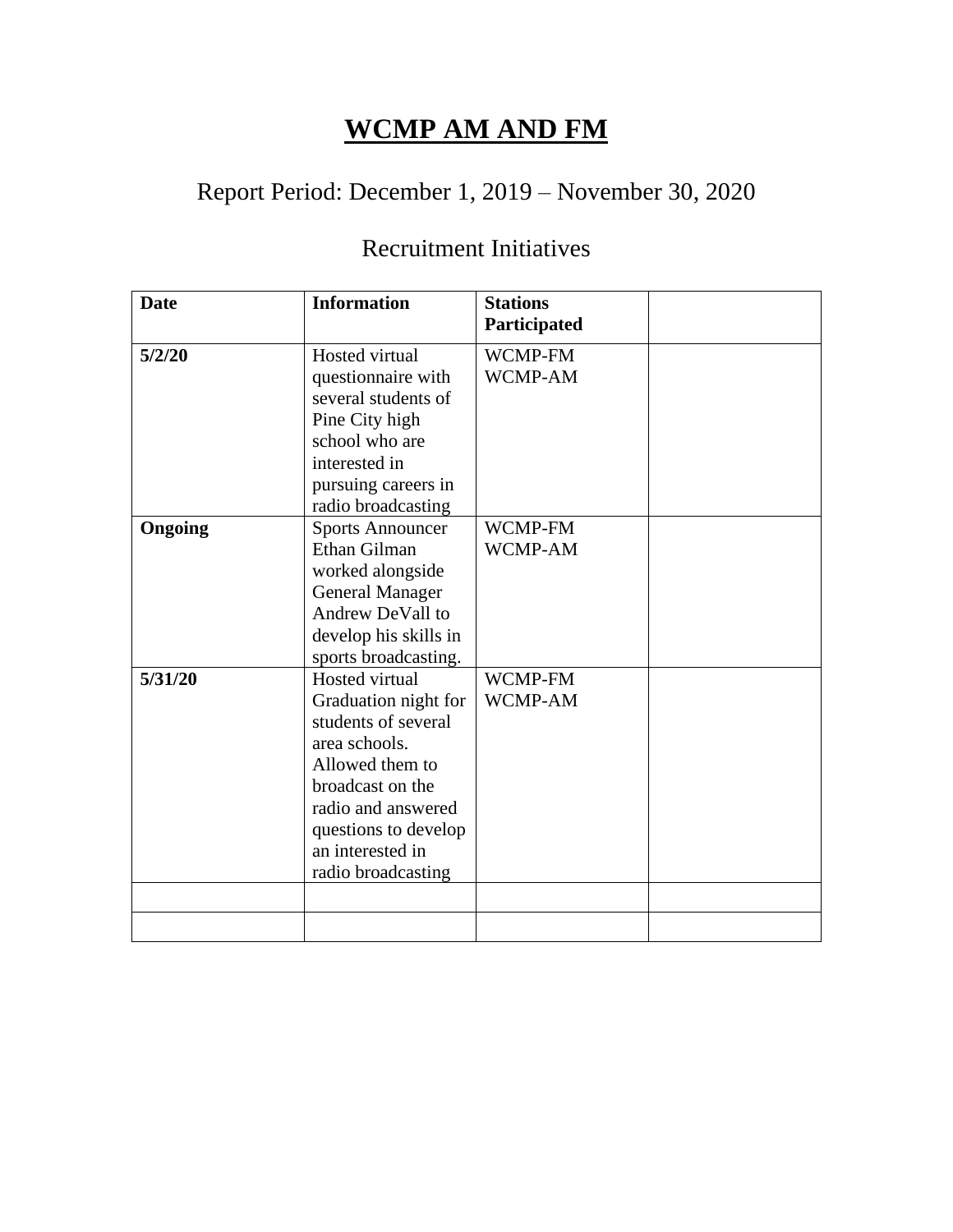# **WCMP AM AND FM**

Report Period: December 1, 2019 – November 30, 2020

Recruitment Initiatives

| **Date** | **Information** | **Stations Participated** | |
|---|---|---|---|
| **5/2/20** | Hosted virtual questionnaire with several students of Pine City high school who are interested in pursuing careers in radio broadcasting | WCMP-FM WCMP-AM | |
| **Ongoing** | Sports Announcer Ethan Gilman worked alongside General Manager Andrew DeVall to develop his skills in sports broadcasting. | WCMP-FM WCMP-AM | |
| **5/31/20** | Hosted virtual Graduation night for students of several area schools. Allowed them to broadcast on the radio and answered questions to develop an interested in radio broadcasting | WCMP-FM WCMP-AM | |
| | | | |
| | | | |